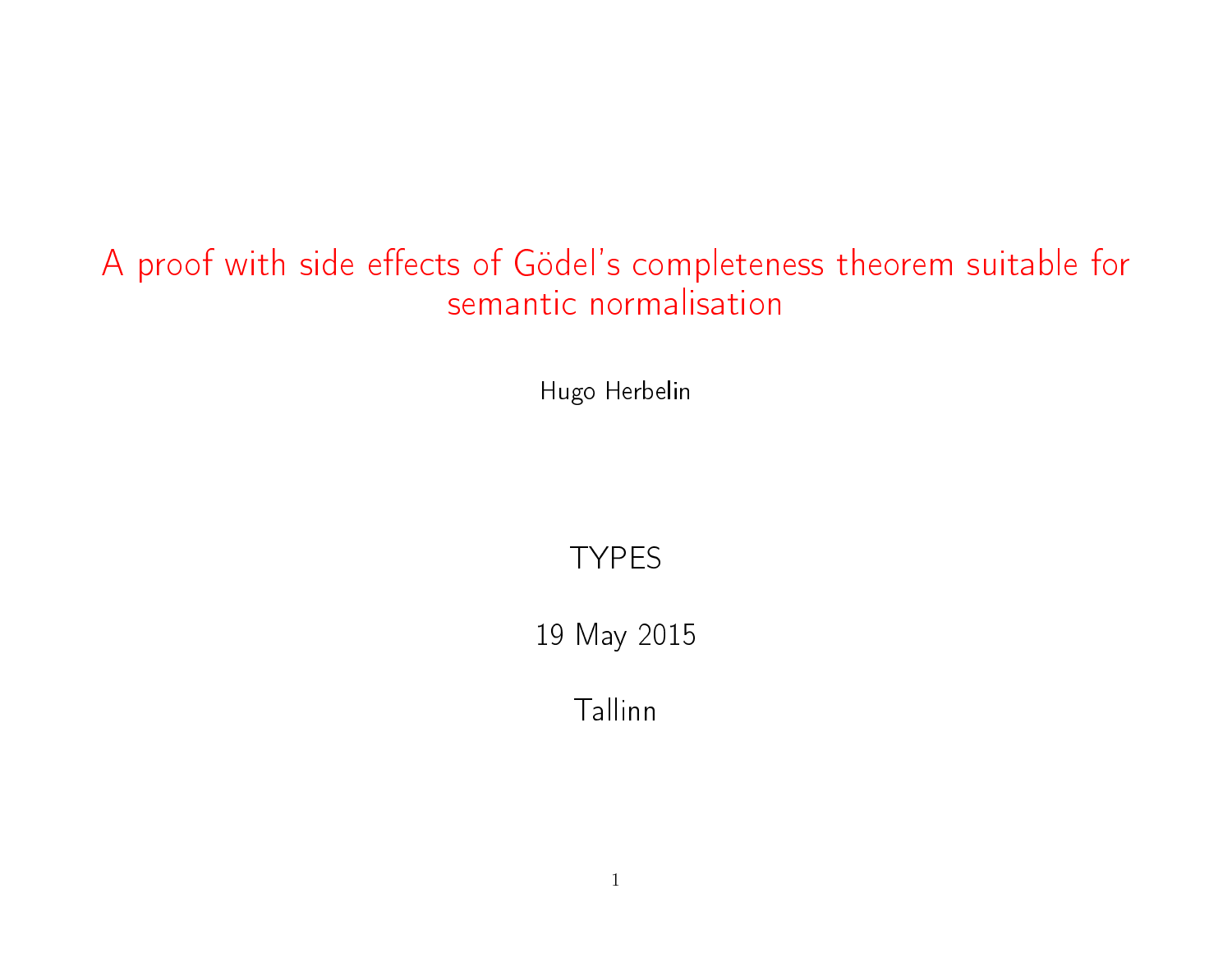# A proof with side effects of Gödel's completeness theorem suitable for semantic normalisation

Hugo Herbelin

TYPES

19 May 2015

Tallinn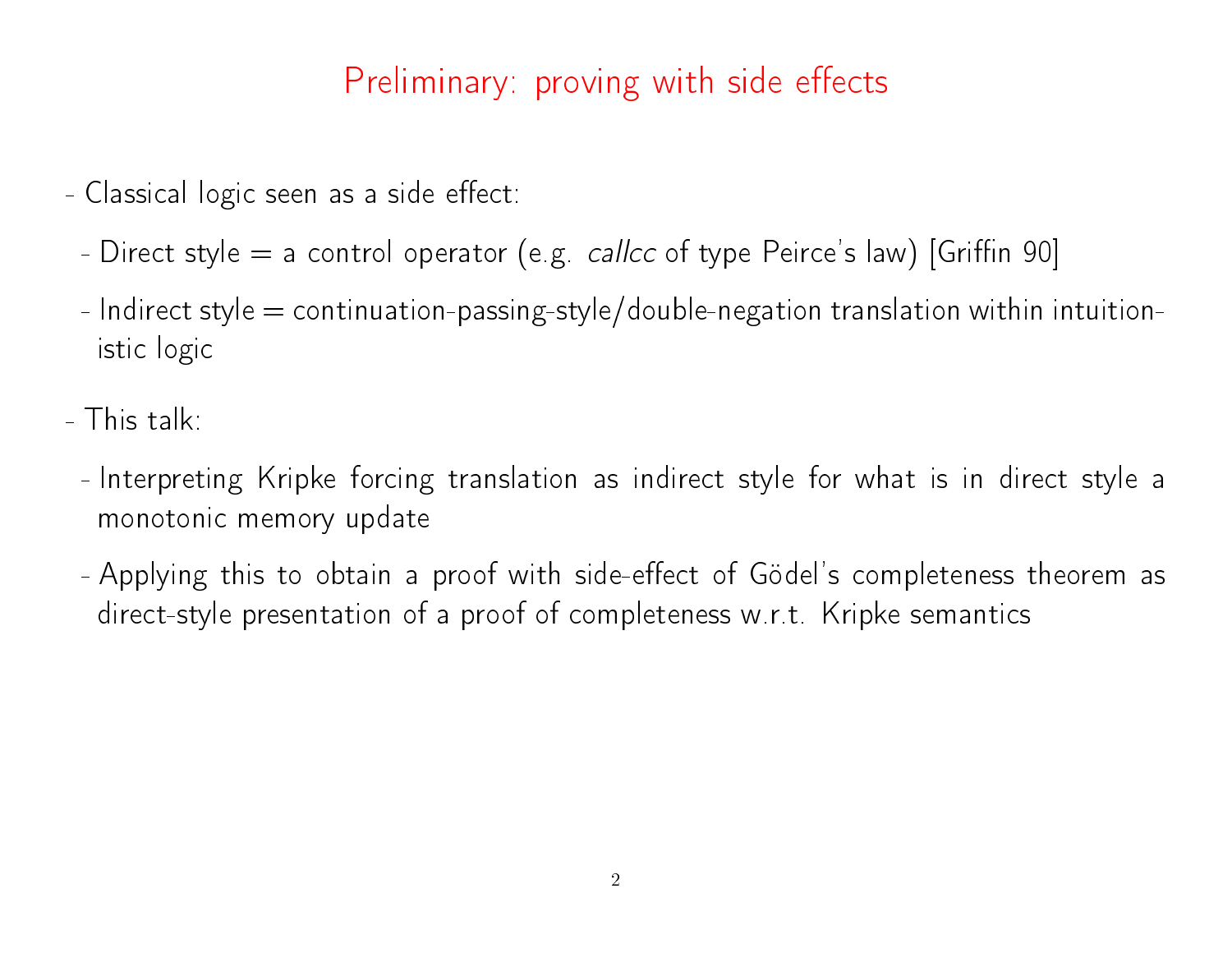# Preliminary: proving with side effects

- Classical logic seen as a side effect:
  - Direct style = a control operator (e.g. *callcc* of type Peirce's law) [Griffin 90]
  - Indirect style = continuation-passing-style/double-negation translation within intuitionistic logic
- This talk:
  - Interpreting Kripke forcing translation as indirect style for what is in direct style a monotonic memory update
  - Applying this to obtain a proof with side-effect of Gödel's completeness theorem as direct-style presentation of a proof of completeness w.r.t. Kripke semantics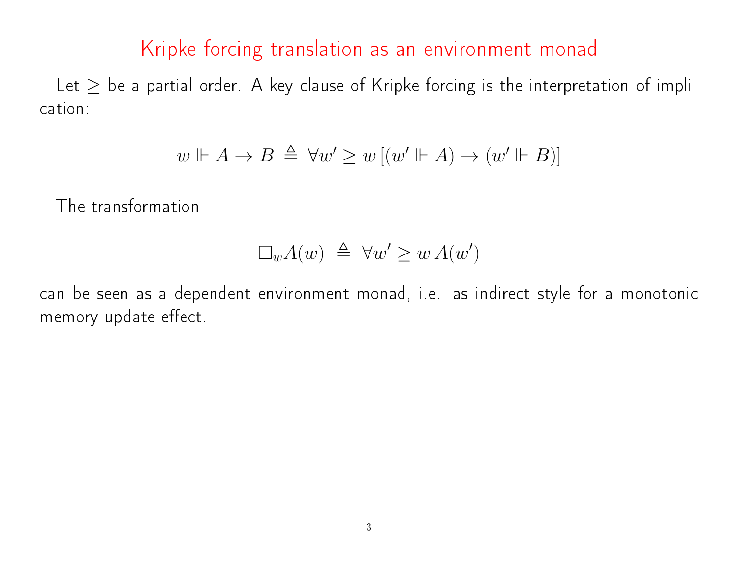# Kripke forcing translation as an environment monad

Let $\geq$ be a partial order. A key clause of Kripke forcing is the interpretation of implication:

$$w \Vdash A \rightarrow B \;\triangleq\; \forall w' \geq w \, [(w' \Vdash A) \rightarrow (w' \Vdash B)]$$

The transformation

$$\Box_w A(w) \;\triangleq\; \forall w' \geq w \, A(w')$$

can be seen as a dependent environment monad, i.e. as indirect style for a monotonic memory update effect.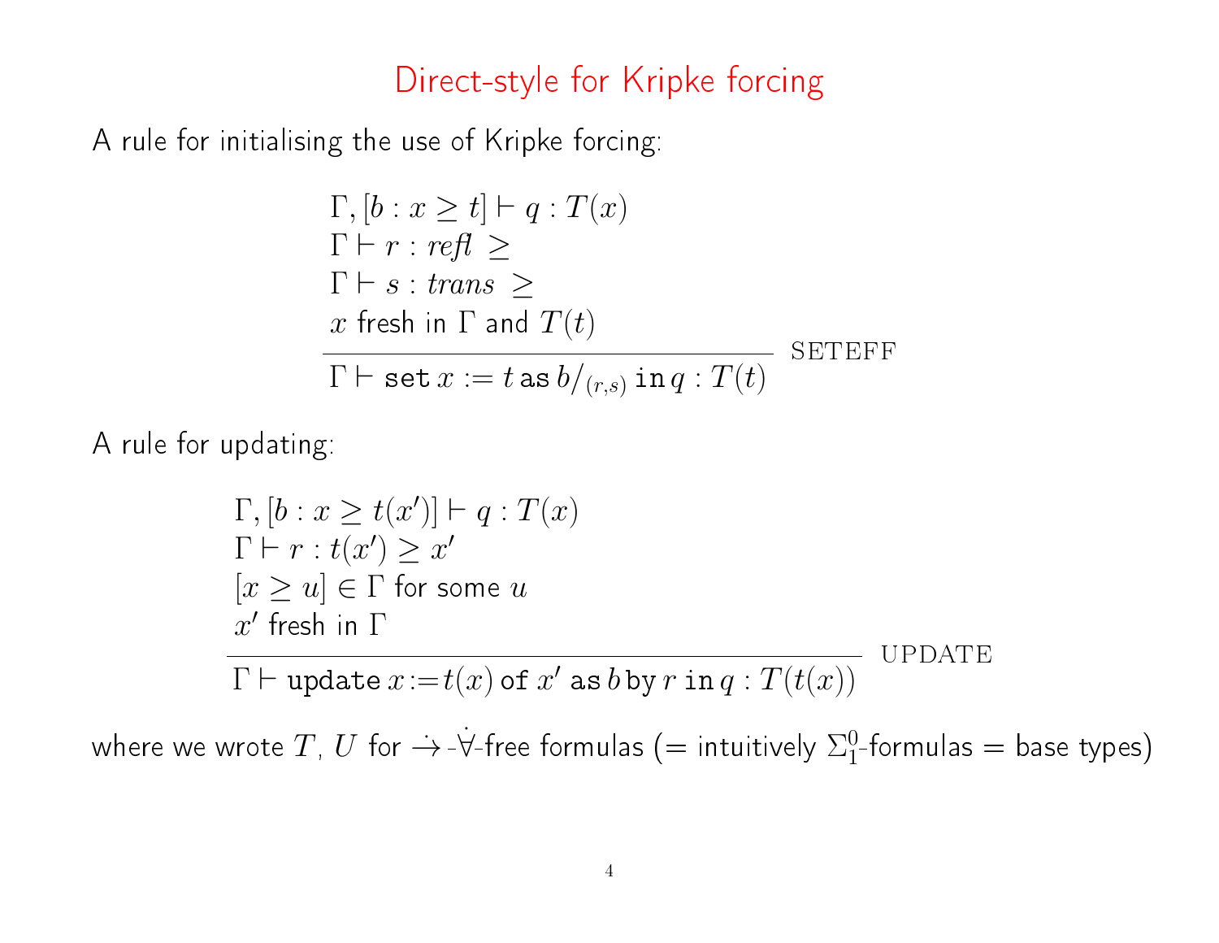# Direct-style for Kripke forcing

A rule for initialising the use of Kripke forcing:

$$
\frac{\begin{array}{l}
\Gamma, [b : x \geq t] \vdash q : T(x) \\
\Gamma \vdash r : \mathit{refl}\ \geq \\
\Gamma \vdash s : \mathit{trans}\ \geq \\
x \text{ fresh in } \Gamma \text{ and } T(t)
\end{array}}{\Gamma \vdash \mathtt{set}\, x := t\, \mathtt{as}\, b/_{(r,s)}\, \mathtt{in}\, q : T(t)}\ \text{SETEFF}
$$

A rule for updating:

$$
\frac{\begin{array}{l}
\Gamma, [b : x \geq t(x')] \vdash q : T(x) \\
\Gamma \vdash r : t(x') \geq x' \\
[x \geq u] \in \Gamma \text{ for some } u \\
x' \text{ fresh in } \Gamma
\end{array}}{\Gamma \vdash \mathtt{update}\, x := t(x)\, \mathtt{of}\, x'\, \mathtt{as}\, b\, \mathtt{by}\, r\, \mathtt{in}\, q : T(t(x))}\ \text{UPDATE}
$$

where we wrote $T$, $U$ for $\dot{\rightarrow}$-$\dot{\forall}$-free formulas (= intuitively $\Sigma^0_1$-formulas = base types)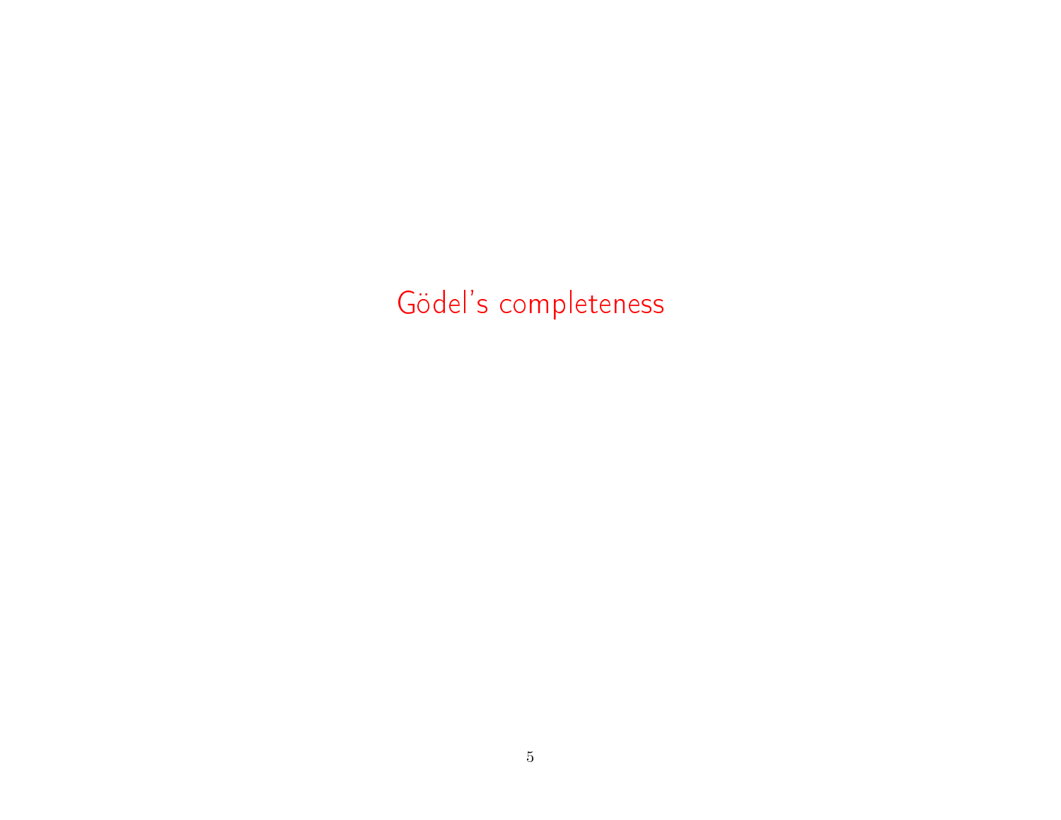# Gödel's completeness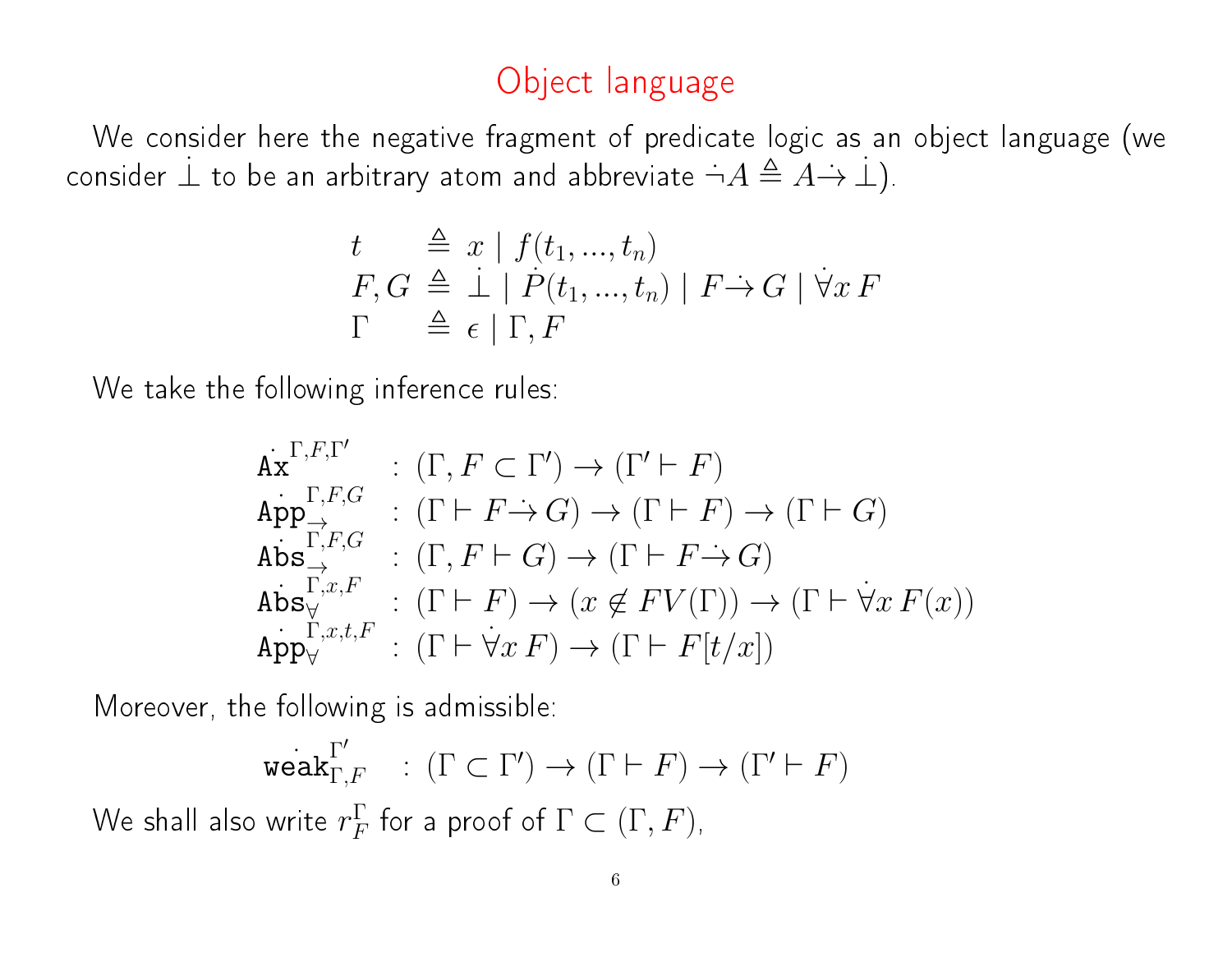# Object language

We consider here the negative fragment of predicate logic as an object language (we consider $\dot{\bot}$ to be an arbitrary atom and abbreviate $\dot{\neg}A \triangleq A \dot{\to} \dot{\bot}$).

$$
\begin{array}{lcl}
t & \triangleq & x \mid f(t_1, ..., t_n) \\
F, G & \triangleq & \dot{\bot} \mid \dot{P}(t_1, ..., t_n) \mid F \dot{\to} G \mid \dot{\forall} x\, F \\
\Gamma & \triangleq & \epsilon \mid \Gamma, F
\end{array}
$$

We take the following inference rules:

$$
\begin{array}{ll}
\dot{\mathtt{Ax}}^{\Gamma,F,\Gamma'} & : (\Gamma, F \subset \Gamma') \to (\Gamma' \vdash F) \\
\dot{\mathtt{App}}_{\to}^{\Gamma,F,G} & : (\Gamma \vdash F \dot{\to} G) \to (\Gamma \vdash F) \to (\Gamma \vdash G) \\
\dot{\mathtt{Abs}}_{\to}^{\Gamma,F,G} & : (\Gamma, F \vdash G) \to (\Gamma \vdash F \dot{\to} G) \\
\dot{\mathtt{Abs}}_{\forall}^{\Gamma,x,F} & : (\Gamma \vdash F) \to (x \notin FV(\Gamma)) \to (\Gamma \vdash \dot{\forall} x\, F(x)) \\
\dot{\mathtt{App}}_{\forall}^{\Gamma,x,t,F} & : (\Gamma \vdash \dot{\forall} x\, F) \to (\Gamma \vdash F[t/x])
\end{array}
$$

Moreover, the following is admissible:

$$
\dot{\mathtt{weak}}_{\Gamma,F}^{\Gamma'} \quad : (\Gamma \subset \Gamma') \to (\Gamma \vdash F) \to (\Gamma' \vdash F)
$$

We shall also write $r_F^{\Gamma}$ for a proof of $\Gamma \subset (\Gamma, F)$,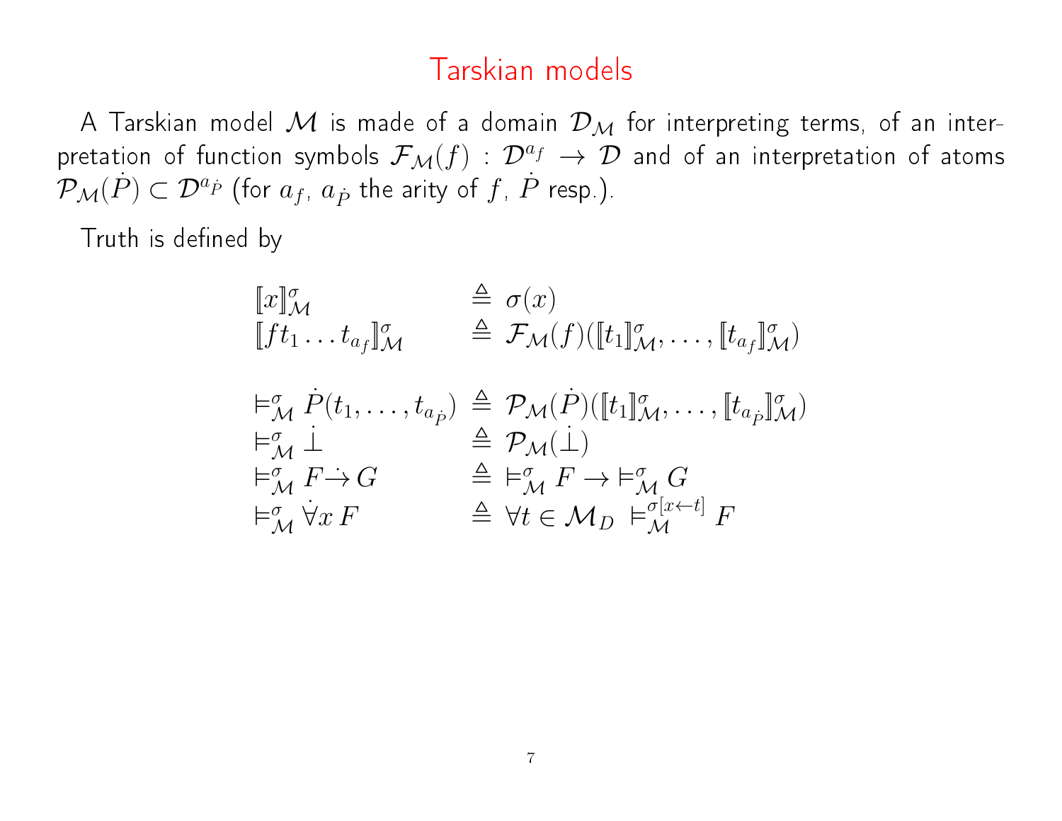# Tarskian models

A Tarskian model $\mathcal{M}$ is made of a domain $\mathcal{D}_\mathcal{M}$ for interpreting terms, of an interpretation of function symbols $\mathcal{F}_\mathcal{M}(f) : \mathcal{D}^{a_f} \rightarrow \mathcal{D}$ and of an interpretation of atoms $\mathcal{P}_\mathcal{M}(\dot{P}) \subset \mathcal{D}^{a_{\dot{P}}}$ (for $a_f$, $a_{\dot{P}}$ the arity of $f$, $\dot{P}$ resp.).

Truth is defined by

$$
\begin{array}{lcl}
[\![x]\!]^\sigma_\mathcal{M} & \triangleq & \sigma(x) \\
[\![f t_1 \ldots t_{a_f}]\!]^\sigma_\mathcal{M} & \triangleq & \mathcal{F}_\mathcal{M}(f)([\![t_1]\!]^\sigma_\mathcal{M}, \ldots, [\![t_{a_f}]\!]^\sigma_\mathcal{M}) \\
 & & \\
\models^\sigma_\mathcal{M} \dot{P}(t_1, \ldots, t_{a_{\dot{P}}}) & \triangleq & \mathcal{P}_\mathcal{M}(\dot{P})([\![t_1]\!]^\sigma_\mathcal{M}, \ldots, [\![t_{a_{\dot{P}}}]\!]^\sigma_\mathcal{M}) \\
\models^\sigma_\mathcal{M} \dot{\bot} & \triangleq & \mathcal{P}_\mathcal{M}(\dot{\bot}) \\
\models^\sigma_\mathcal{M} F \dot{\rightarrow} G & \triangleq & \models^\sigma_\mathcal{M} F \rightarrow \models^\sigma_\mathcal{M} G \\
\models^\sigma_\mathcal{M} \dot{\forall} x\, F & \triangleq & \forall t \in \mathcal{M}_D \;\models^{\sigma[x \leftarrow t]}_\mathcal{M} F
\end{array}
$$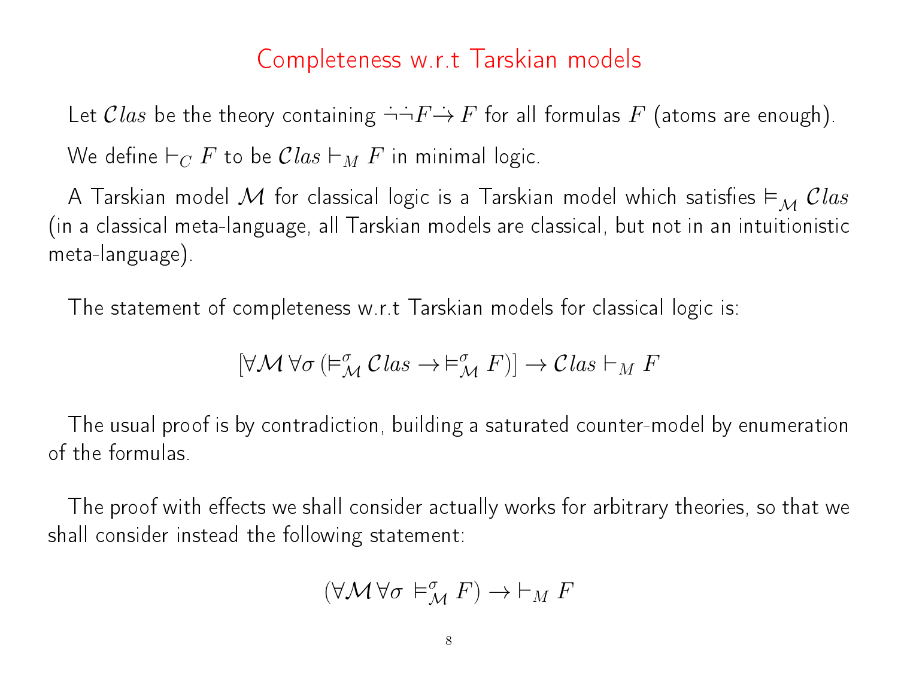# Completeness w.r.t Tarskian models

Let $\mathcal{C}las$ be the theory containing $\dot{\neg}\dot{\neg}F \dot{\to} F$ for all formulas $F$ (atoms are enough).

We define $\vdash_C F$ to be $\mathcal{C}las \vdash_M F$ in minimal logic.

A Tarskian model $\mathcal{M}$ for classical logic is a Tarskian model which satisfies $\vDash_{\mathcal{M}} \mathcal{C}las$ (in a classical meta-language, all Tarskian models are classical, but not in an intuitionistic meta-language).

The statement of completeness w.r.t Tarskian models for classical logic is:

$$[\forall \mathcal{M} \, \forall \sigma \, (\vDash^{\sigma}_{\mathcal{M}} \mathcal{C}las \to \vDash^{\sigma}_{\mathcal{M}} F)] \to \mathcal{C}las \vdash_M F$$

The usual proof is by contradiction, building a saturated counter-model by enumeration of the formulas.

The proof with effects we shall consider actually works for arbitrary theories, so that we shall consider instead the following statement:

$$(\forall \mathcal{M} \, \forall \sigma \, \vDash^{\sigma}_{\mathcal{M}} F) \to \vdash_M F$$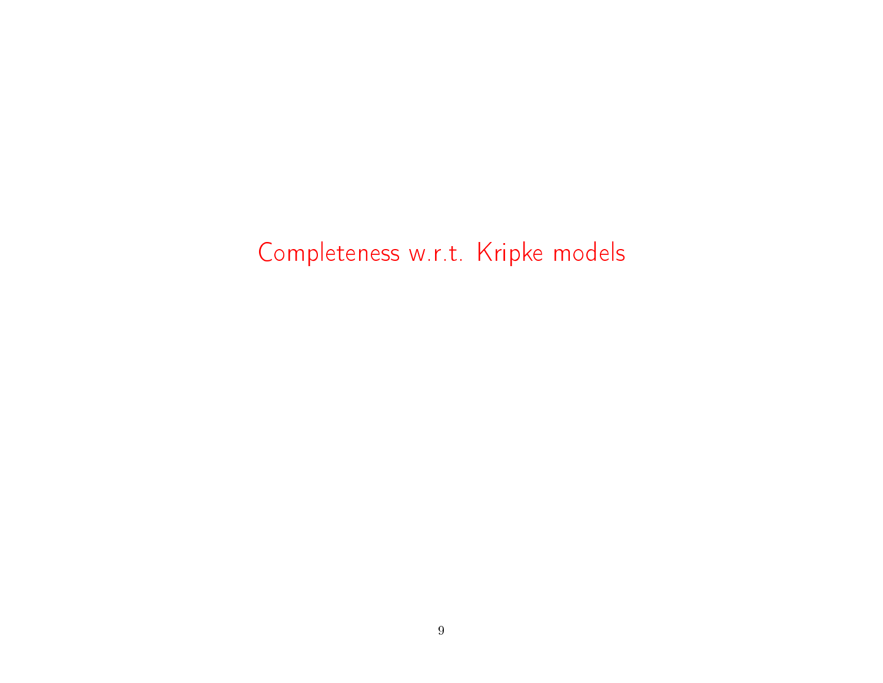# Completeness w.r.t. Kripke models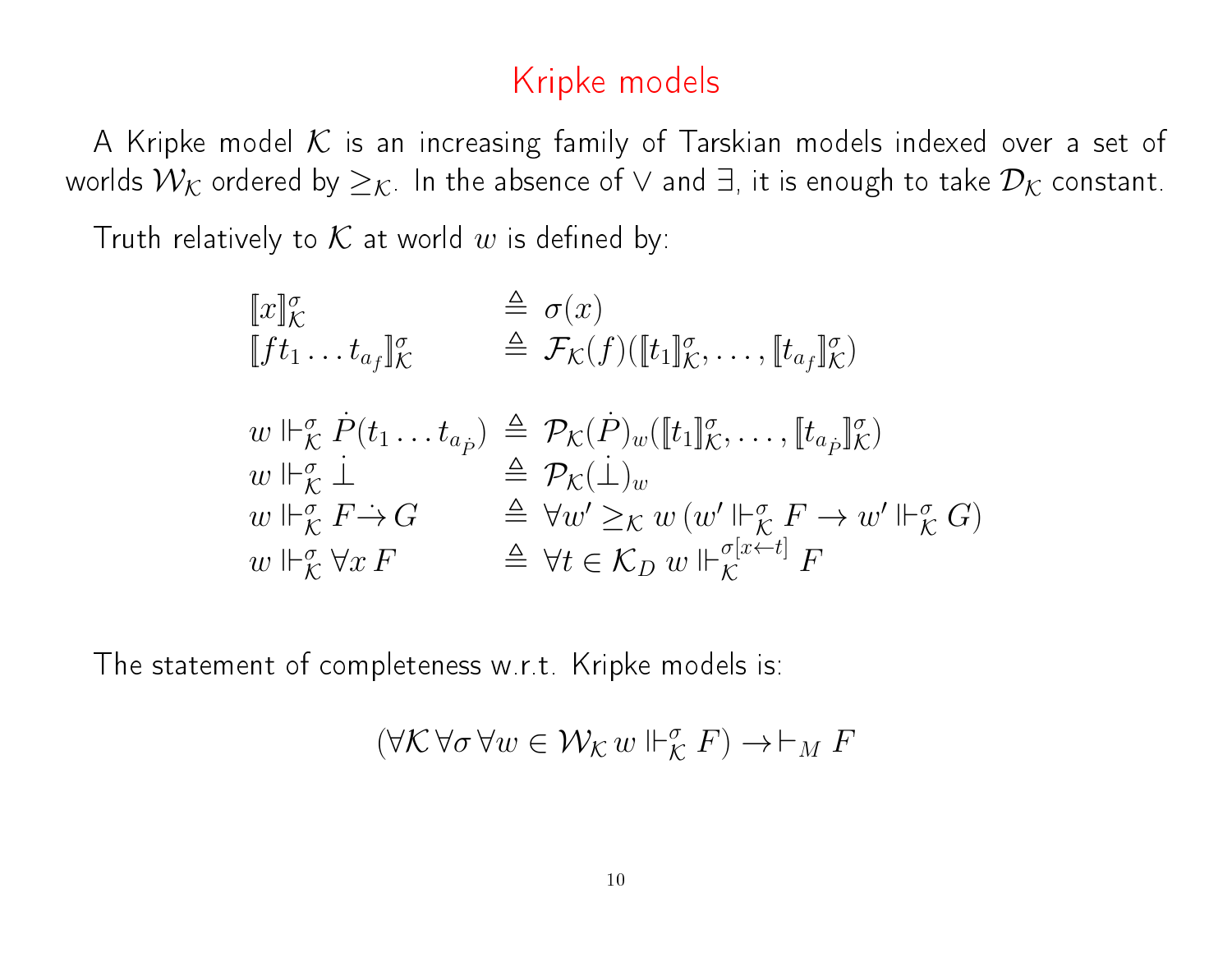# Kripke models

A Kripke model $\mathcal{K}$ is an increasing family of Tarskian models indexed over a set of worlds $\mathcal{W}_\mathcal{K}$ ordered by $\geq_\mathcal{K}$. In the absence of $\vee$ and $\exists$, it is enough to take $\mathcal{D}_\mathcal{K}$ constant.

Truth relatively to $\mathcal{K}$ at world $w$ is defined by:

$$
\begin{array}{ll}
[\![x]\!]^\sigma_\mathcal{K} & \triangleq\ \sigma(x) \\
[\![f t_1 \ldots t_{a_f}]\!]^\sigma_\mathcal{K} & \triangleq\ \mathcal{F}_\mathcal{K}(f)([\![t_1]\!]^\sigma_\mathcal{K}, \ldots, [\![t_{a_f}]\!]^\sigma_\mathcal{K}) \\
& \\
w \Vdash^\sigma_\mathcal{K} \dot{P}(t_1 \ldots t_{a_{\dot{P}}}) & \triangleq\ \mathcal{P}_\mathcal{K}(\dot{P})_w([\![t_1]\!]^\sigma_\mathcal{K}, \ldots, [\![t_{a_{\dot{P}}}]\!]^\sigma_\mathcal{K}) \\
w \Vdash^\sigma_\mathcal{K} \dot{\bot} & \triangleq\ \mathcal{P}_\mathcal{K}(\dot{\bot})_w \\
w \Vdash^\sigma_\mathcal{K} F \dot{\to} G & \triangleq\ \forall w' \geq_\mathcal{K} w\, (w' \Vdash^\sigma_\mathcal{K} F \to w' \Vdash^\sigma_\mathcal{K} G) \\
w \Vdash^\sigma_\mathcal{K} \forall x\, F & \triangleq\ \forall t \in \mathcal{K}_D\ w \Vdash^{\sigma[x \leftarrow t]}_\mathcal{K} F
\end{array}
$$

The statement of completeness w.r.t. Kripke models is:

$$(\forall \mathcal{K}\, \forall \sigma\, \forall w \in \mathcal{W}_\mathcal{K}\, w \Vdash^\sigma_\mathcal{K} F) \to \vdash_M F$$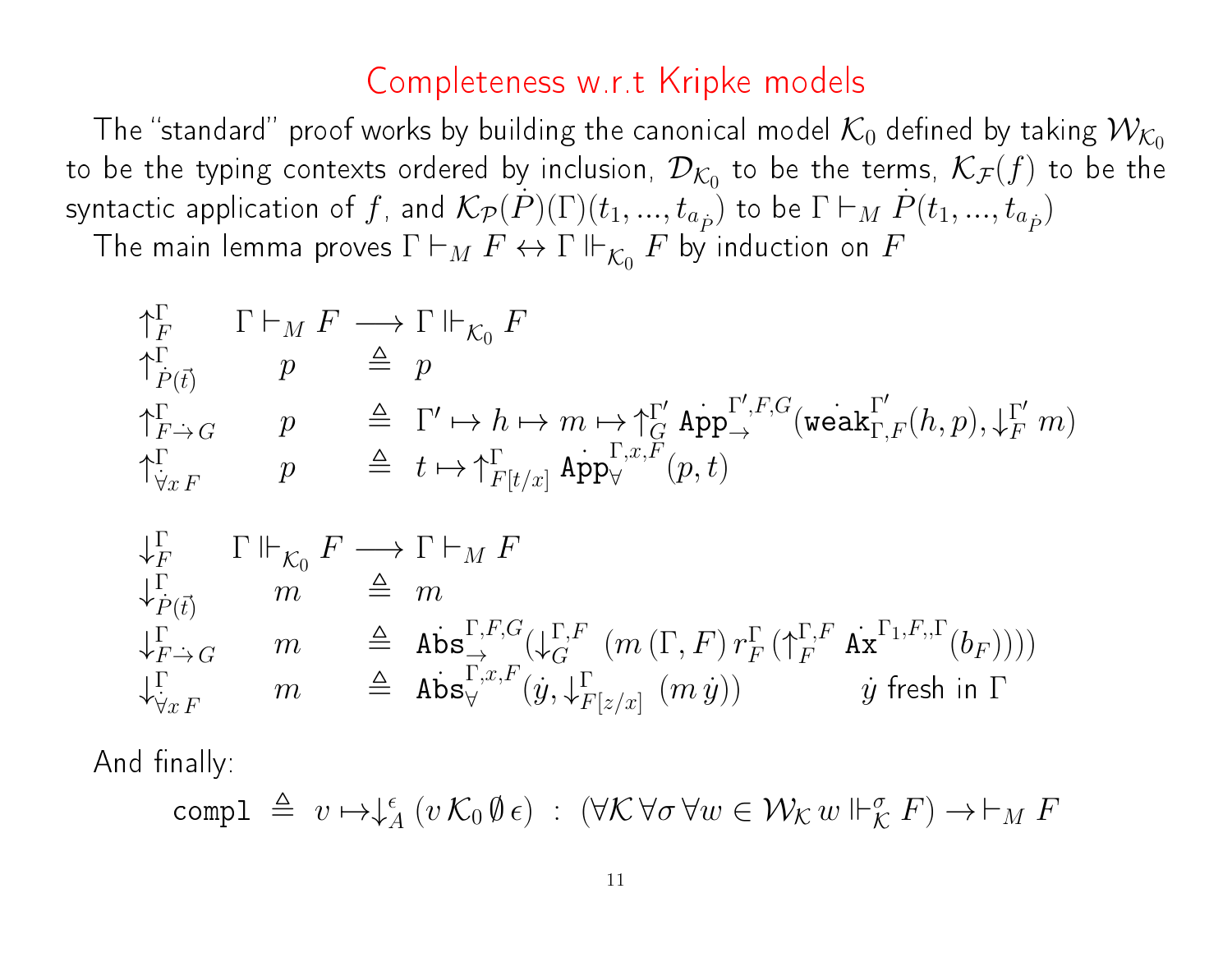# Completeness w.r.t Kripke models

The "standard" proof works by building the canonical model $\mathcal{K}_0$ defined by taking $\mathcal{W}_{\mathcal{K}_0}$ to be the typing contexts ordered by inclusion, $\mathcal{D}_{\mathcal{K}_0}$ to be the terms, $\mathcal{K}_{\mathcal{F}}(f)$ to be the syntactic application of $f$, and $\mathcal{K}_{\mathcal{P}}(\dot{P})(\Gamma)(t_1, ..., t_{a_{\dot{P}}})$ to be $\Gamma \vdash_M \dot{P}(t_1, ..., t_{a_{\dot{P}}})$

The main lemma proves $\Gamma \vdash_M F \leftrightarrow \Gamma \Vdash_{\mathcal{K}_0} F$ by induction on $F$

$$
\begin{array}{lcll}
\uparrow^{\Gamma}_{F} & \Gamma \vdash_M F & \longrightarrow & \Gamma \Vdash_{\mathcal{K}_0} F \\
\uparrow^{\Gamma}_{\dot{P}(\vec{t})} & p & \triangleq & p \\
\uparrow^{\Gamma}_{F \dot{\to} G} & p & \triangleq & \Gamma' \mapsto h \mapsto m \mapsto \uparrow^{\Gamma'}_{G} \dot{\mathtt{App}}^{\Gamma',F,G}_{\to}(\dot{\mathtt{weak}}^{\Gamma'}_{\Gamma,F}(h,p), \downarrow^{\Gamma'}_{F} m) \\
\uparrow^{\Gamma}_{\dot{\forall} x\, F} & p & \triangleq & t \mapsto \uparrow^{\Gamma}_{F[t/x]} \dot{\mathtt{App}}^{\Gamma,x,F}_{\forall}(p,t)
\end{array}
$$

$$
\begin{array}{lcll}
\downarrow^{\Gamma}_{F} & \Gamma \Vdash_{\mathcal{K}_0} F & \longrightarrow & \Gamma \vdash_M F \\
\downarrow^{\Gamma}_{\dot{P}(\vec{t})} & m & \triangleq & m \\
\downarrow^{\Gamma}_{F \dot{\to} G} & m & \triangleq & \dot{\mathtt{Abs}}^{\Gamma,F,G}_{\to}(\downarrow^{\Gamma,F}_{G} \ (m\,(\Gamma,F)\, r^{\Gamma}_{F}\,(\uparrow^{\Gamma,F}_{F} \dot{\mathtt{Ax}}^{\Gamma_1,F,,\Gamma}(b_F)))) \\
\downarrow^{\Gamma}_{\dot{\forall} x\, F} & m & \triangleq & \dot{\mathtt{Abs}}^{\Gamma,x,F}_{\forall}(\dot{y}, \downarrow^{\Gamma}_{F[z/x]} \ (m\,\dot{y})) \qquad \dot{y} \text{ fresh in } \Gamma
\end{array}
$$

And finally:

$$
\mathtt{compl} \triangleq v \mapsto \downarrow^{\epsilon}_{A} (v\, \mathcal{K}_0\, \emptyset\, \epsilon) \ : \ (\forall \mathcal{K}\, \forall \sigma\, \forall w \in \mathcal{W}_{\mathcal{K}}\, w \Vdash^{\sigma}_{\mathcal{K}} F) \to \vdash_M F
$$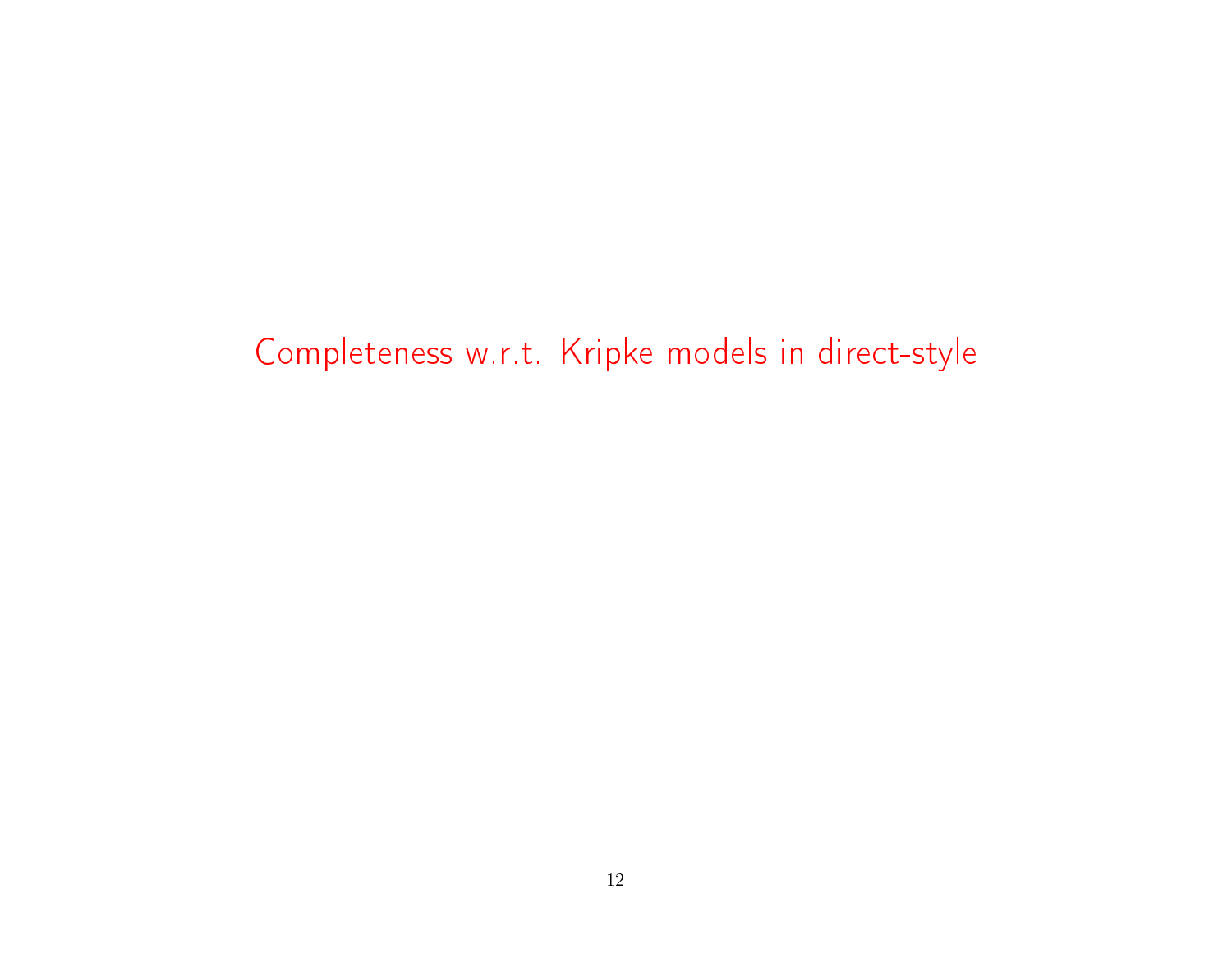# Completeness w.r.t. Kripke models in direct-style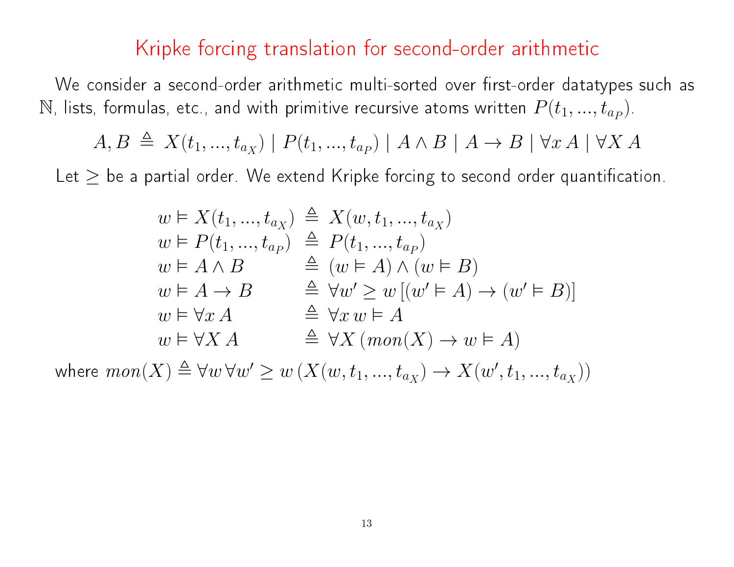# Kripke forcing translation for second-order arithmetic

We consider a second-order arithmetic multi-sorted over first-order datatypes such as $\mathbb{N}$, lists, formulas, etc., and with primitive recursive atoms written $P(t_1, ..., t_{a_P})$.

$$A, B \triangleq X(t_1, ..., t_{a_X}) \mid P(t_1, ..., t_{a_P}) \mid A \wedge B \mid A \to B \mid \forall x\, A \mid \forall X\, A$$

Let $\geq$ be a partial order. We extend Kripke forcing to second order quantification.

$$\begin{array}{lll}
w \vDash X(t_1, ..., t_{a_X}) & \triangleq & X(w, t_1, ..., t_{a_X}) \\
w \vDash P(t_1, ..., t_{a_P}) & \triangleq & P(t_1, ..., t_{a_P}) \\
w \vDash A \wedge B & \triangleq & (w \vDash A) \wedge (w \vDash B) \\
w \vDash A \to B & \triangleq & \forall w' \geq w\, [(w' \vDash A) \to (w' \vDash B)] \\
w \vDash \forall x\, A & \triangleq & \forall x\, w \vDash A \\
w \vDash \forall X\, A & \triangleq & \forall X\, (mon(X) \to w \vDash A)
\end{array}$$

where $mon(X) \triangleq \forall w\, \forall w' \geq w\, (X(w, t_1, ..., t_{a_X}) \to X(w', t_1, ..., t_{a_X}))$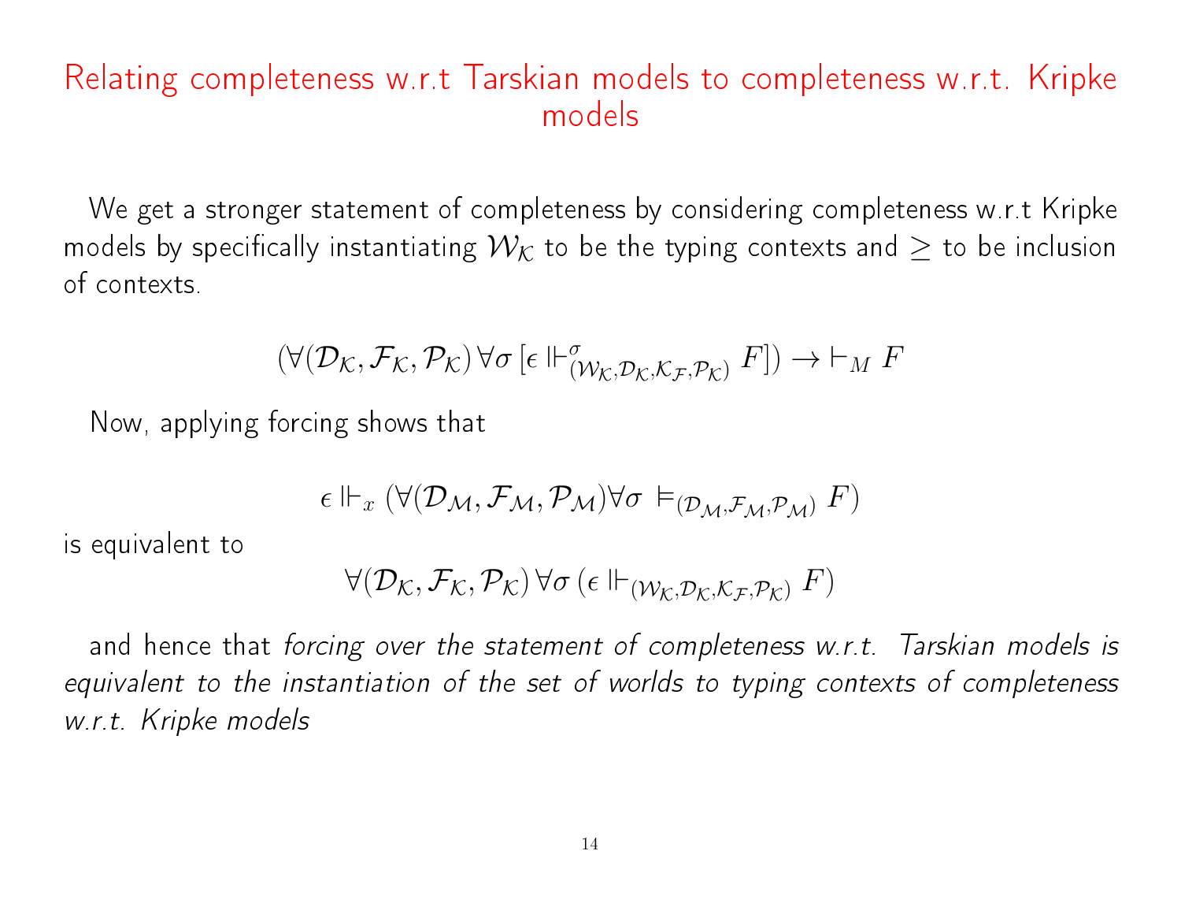# Relating completeness w.r.t Tarskian models to completeness w.r.t. Kripke models

We get a stronger statement of completeness by considering completeness w.r.t Kripke models by specifically instantiating $\mathcal{W}_{\mathcal{K}}$ to be the typing contexts and $\geq$ to be inclusion of contexts.

$$(\forall(\mathcal{D}_{\mathcal{K}}, \mathcal{F}_{\mathcal{K}}, \mathcal{P}_{\mathcal{K}}) \forall\sigma \, [\epsilon \Vdash^{\sigma}_{(\mathcal{W}_{\mathcal{K}}, \mathcal{D}_{\mathcal{K}}, \mathcal{K}_{\mathcal{F}}, \mathcal{P}_{\mathcal{K}})} F]) \rightarrow \vdash_M F$$

Now, applying forcing shows that

$$\epsilon \Vdash_x (\forall(\mathcal{D}_{\mathcal{M}}, \mathcal{F}_{\mathcal{M}}, \mathcal{P}_{\mathcal{M}}) \forall\sigma \vDash_{(\mathcal{D}_{\mathcal{M}}, \mathcal{F}_{\mathcal{M}}, \mathcal{P}_{\mathcal{M}})} F)$$

is equivalent to

$$\forall(\mathcal{D}_{\mathcal{K}}, \mathcal{F}_{\mathcal{K}}, \mathcal{P}_{\mathcal{K}}) \forall\sigma \, (\epsilon \Vdash_{(\mathcal{W}_{\mathcal{K}}, \mathcal{D}_{\mathcal{K}}, \mathcal{K}_{\mathcal{F}}, \mathcal{P}_{\mathcal{K}})} F)$$

and hence that *forcing over the statement of completeness w.r.t. Tarskian models is equivalent to the instantiation of the set of worlds to typing contexts of completeness w.r.t. Kripke models*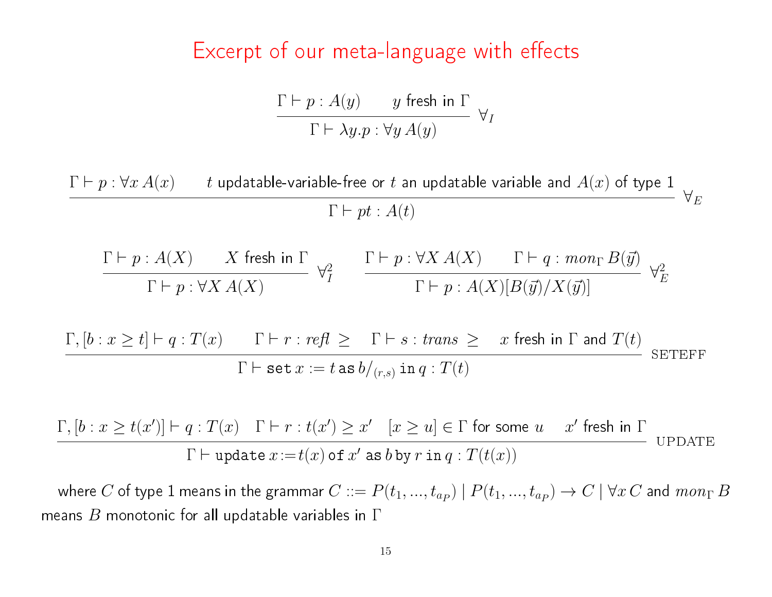# Excerpt of our meta-language with effects

$$\frac{\Gamma \vdash p : A(y) \qquad y \text{ fresh in } \Gamma}{\Gamma \vdash \lambda y.p : \forall y\, A(y)}\ \forall_I$$

$$\frac{\Gamma \vdash p : \forall x\, A(x) \qquad t \text{ updatable-variable-free or } t \text{ an updatable variable and } A(x) \text{ of type 1}}{\Gamma \vdash pt : A(t)}\ \forall_E$$

$$\frac{\Gamma \vdash p : A(X) \qquad X \text{ fresh in } \Gamma}{\Gamma \vdash p : \forall X\, A(X)}\ \forall^2_I \qquad \frac{\Gamma \vdash p : \forall X\, A(X) \qquad \Gamma \vdash q : mon_\Gamma\, B(\vec{y})}{\Gamma \vdash p : A(X)[B(\vec{y})/X(\vec{y})]}\ \forall^2_E$$

$$\frac{\Gamma, [b : x \geq t] \vdash q : T(x) \qquad \Gamma \vdash r : \mathit{refl} \geq \qquad \Gamma \vdash s : \mathit{trans} \geq \qquad x \text{ fresh in } \Gamma \text{ and } T(t)}{\Gamma \vdash \mathtt{set}\, x := t\, \mathtt{as}\, b/_{(r,s)}\, \mathtt{in}\, q : T(t)}\ \text{SETEFF}$$

$$\frac{\Gamma, [b : x \geq t(x')] \vdash q : T(x) \quad \Gamma \vdash r : t(x') \geq x' \quad [x \geq u] \in \Gamma \text{ for some } u \quad x' \text{ fresh in } \Gamma}{\Gamma \vdash \mathtt{update}\, x := t(x)\, \mathtt{of}\, x'\, \mathtt{as}\, b\, \mathtt{by}\, r\, \mathtt{in}\, q : T(t(x))}\ \text{UPDATE}$$

where $C$ of type 1 means in the grammar $C ::= P(t_1, ..., t_{a_P}) \mid P(t_1, ..., t_{a_P}) \to C \mid \forall x\, C$ and $mon_\Gamma\, B$ means $B$ monotonic for all updatable variables in $\Gamma$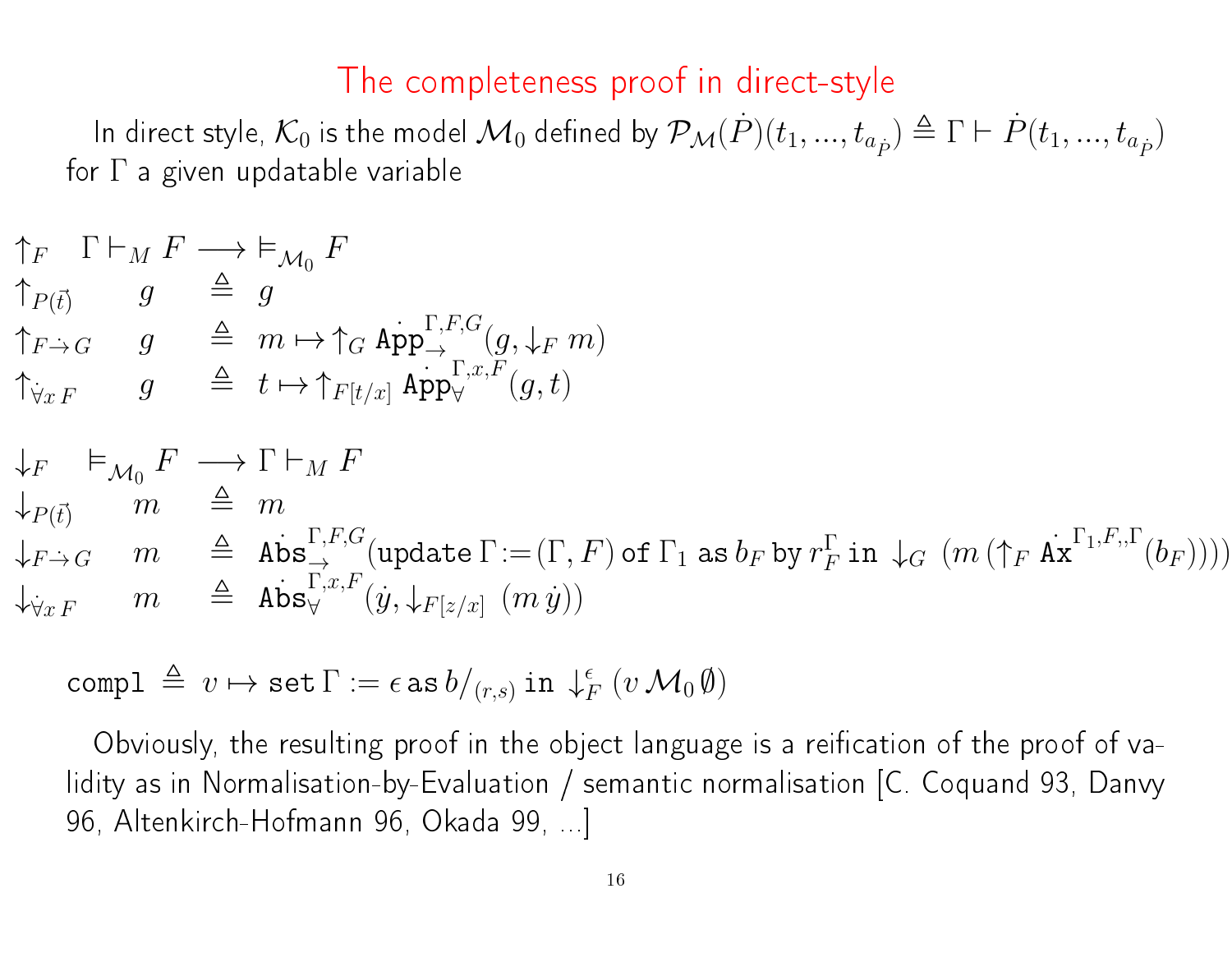# The completeness proof in direct-style

In direct style, $\mathcal{K}_0$ is the model $\mathcal{M}_0$ defined by $\mathcal{P}_{\mathcal{M}}(\dot{P})(t_1, ..., t_{a_{\dot{P}}}) \triangleq \Gamma \vdash \dot{P}(t_1, ..., t_{a_{\dot{P}}})$ for $\Gamma$ a given updatable variable

$$
\begin{array}{llll}
\uparrow_F & \Gamma \vdash_M F \longrightarrow \vDash_{\mathcal{M}_0} F & & \\
\uparrow_{P(\vec{t})} & g & \triangleq & g \\
\uparrow_{F \dot{\to} G} & g & \triangleq & m \mapsto \uparrow_G \dot{\mathtt{App}}_{\to}^{\Gamma,F,G}(g, \downarrow_F m) \\
\uparrow_{\dot{\forall} x\, F} & g & \triangleq & t \mapsto \uparrow_{F[t/x]} \dot{\mathtt{App}}_{\forall}^{\Gamma,x,F}(g, t)
\end{array}
$$

$$
\begin{array}{llll}
\downarrow_F & \vDash_{\mathcal{M}_0} F \longrightarrow \Gamma \vdash_M F & & \\
\downarrow_{P(\vec{t})} & m & \triangleq & m \\
\downarrow_{F \dot{\to} G} & m & \triangleq & \dot{\mathtt{Abs}}_{\to}^{\Gamma,F,G}(\mathtt{update}\, \Gamma := (\Gamma, F)\, \mathtt{of}\, \Gamma_1\, \mathtt{as}\, b_F\, \mathtt{by}\, r_F^{\Gamma}\, \mathtt{in}\, \downarrow_G (m\, (\uparrow_F \dot{\mathtt{Ax}}^{\Gamma_1,F,,\Gamma}(b_F)))) \\
\downarrow_{\dot{\forall} x\, F} & m & \triangleq & \dot{\mathtt{Abs}}_{\forall}^{\Gamma,x,F}(\dot{y}, \downarrow_{F[z/x]} (m\, \dot{y}))
\end{array}
$$

$$
\mathtt{compl} \triangleq v \mapsto \mathtt{set}\, \Gamma := \epsilon\, \mathtt{as}\, b/_{(r,s)}\, \mathtt{in}\, \downarrow_F^{\epsilon} (v\, \mathcal{M}_0\, \emptyset)
$$

Obviously, the resulting proof in the object language is a reification of the proof of validity as in Normalisation-by-Evaluation / semantic normalisation [C. Coquand 93, Danvy 96, Altenkirch-Hofmann 96, Okada 99, ...]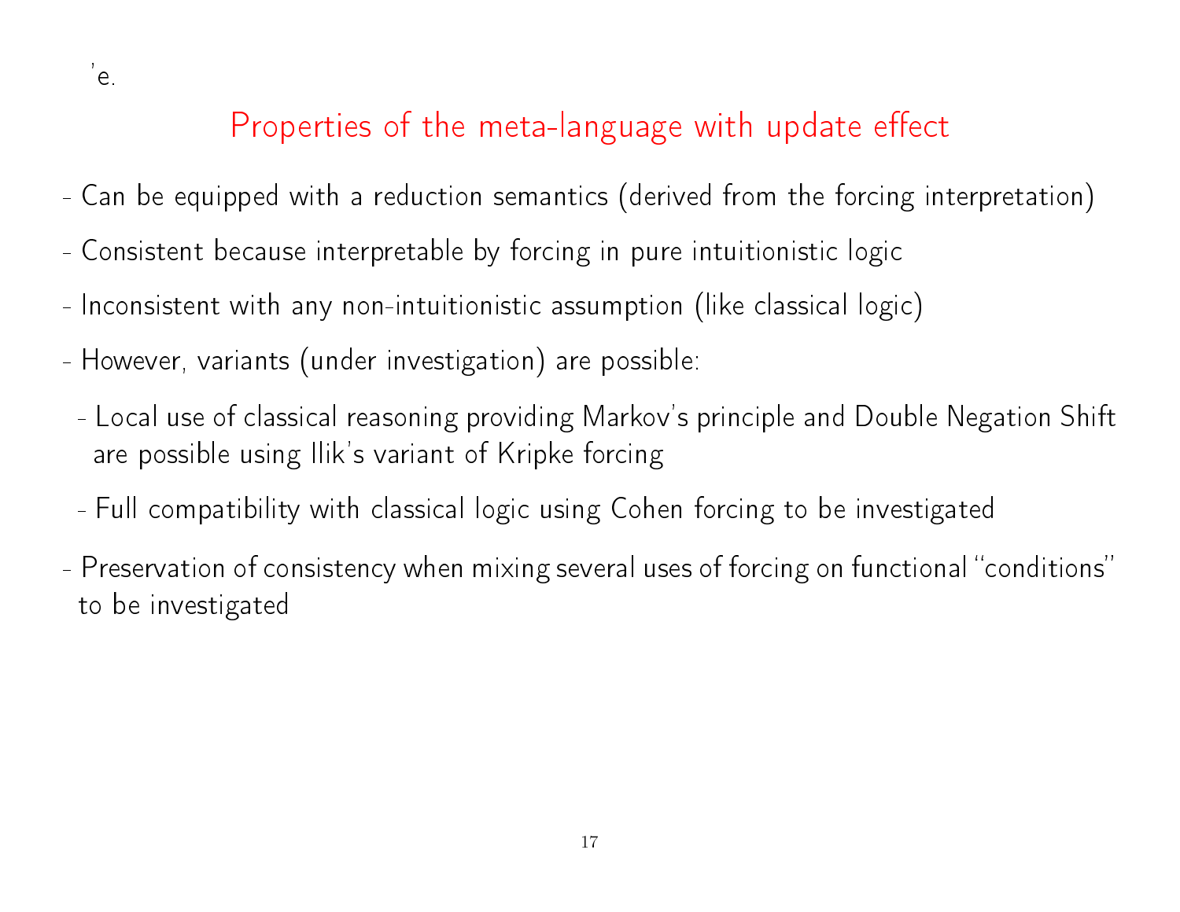'e.

# Properties of the meta-language with update effect

- Can be equipped with a reduction semantics (derived from the forcing interpretation)
- Consistent because interpretable by forcing in pure intuitionistic logic
- Inconsistent with any non-intuitionistic assumption (like classical logic)
- However, variants (under investigation) are possible:
  - Local use of classical reasoning providing Markov's principle and Double Negation Shift are possible using Ilik's variant of Kripke forcing
  - Full compatibility with classical logic using Cohen forcing to be investigated
- Preservation of consistency when mixing several uses of forcing on functional "conditions" to be investigated